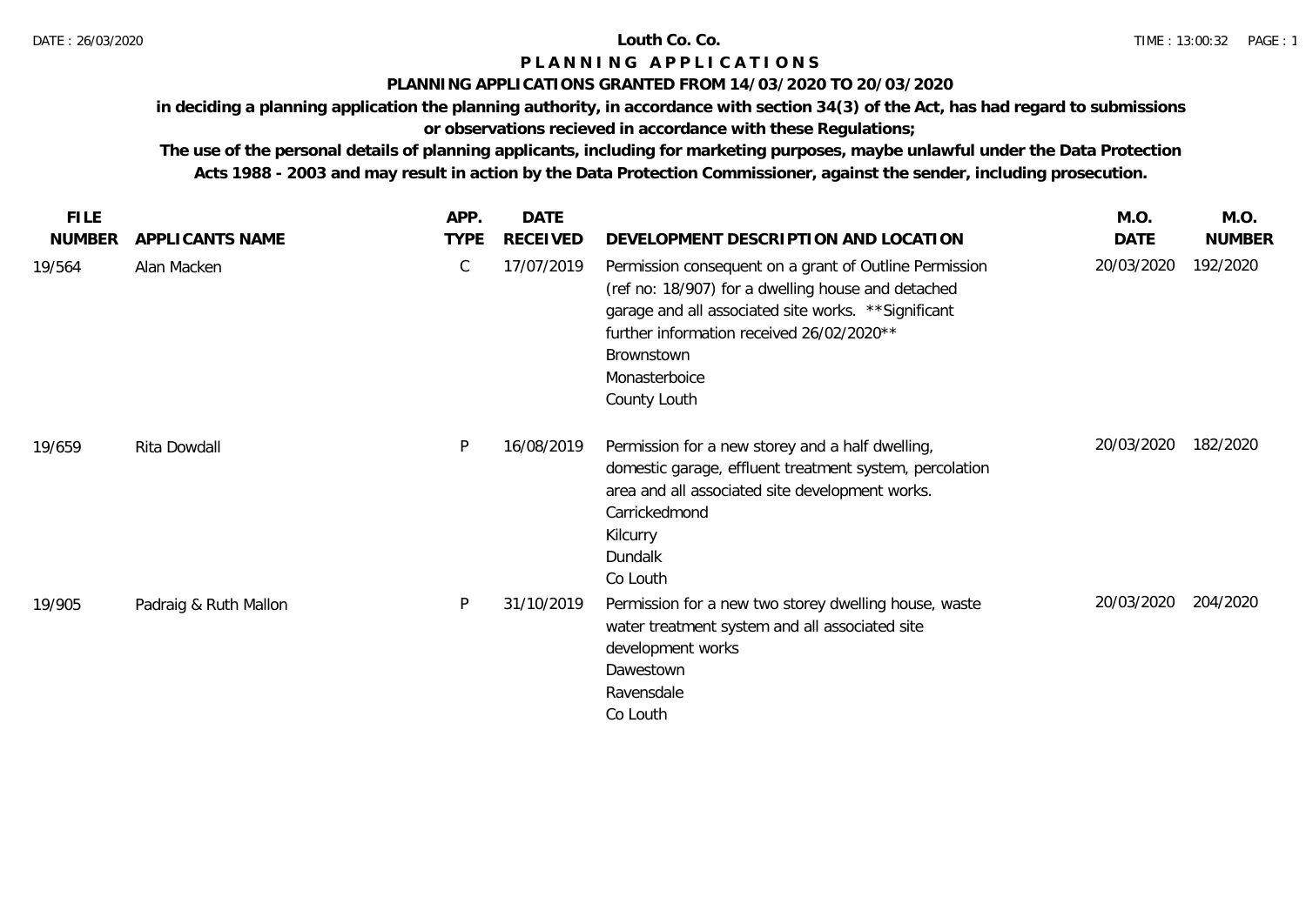# Louth Co. Co.

## P L A N N I N G   A P P L I C A T I O N S

### PLANNING APPLICATIONS GRANTED FROM 14/03/2020 TO 20/03/2020

**in deciding a planning application the planning authority, in accordance with section 34(3) of the Act, has had regard to submissions or observations recieved in accordance with these Regulations;**

**The use of the personal details of planning applicants, including for marketing purposes, maybe unlawful under the Data Protection Acts 1988 - 2003 and may result in action by the Data Protection Commissioner, against the sender, including prosecution.**

| FILE NUMBER | APPLICANTS NAME | APP. TYPE | DATE RECEIVED | DEVELOPMENT DESCRIPTION AND LOCATION | M.O. DATE | M.O. NUMBER |
|---|---|---|---|---|---|---|
| 19/564 | Alan Macken | C | 17/07/2019 | Permission consequent on a grant of Outline Permission (ref no: 18/907) for a dwelling house and detached garage and all associated site works. **Significant further information received 26/02/2020** Brownstown Monasterboice County Louth | 20/03/2020 | 192/2020 |
| 19/659 | Rita Dowdall | P | 16/08/2019 | Permission for a new storey and a half dwelling, domestic garage, effluent treatment system, percolation area and all associated site development works. Carrickedmond Kilcurry Dundalk Co Louth | 20/03/2020 | 182/2020 |
| 19/905 | Padraig & Ruth Mallon | P | 31/10/2019 | Permission for a new two storey dwelling house, waste water treatment system and all associated site development works Dawestown Ravensdale Co Louth | 20/03/2020 | 204/2020 |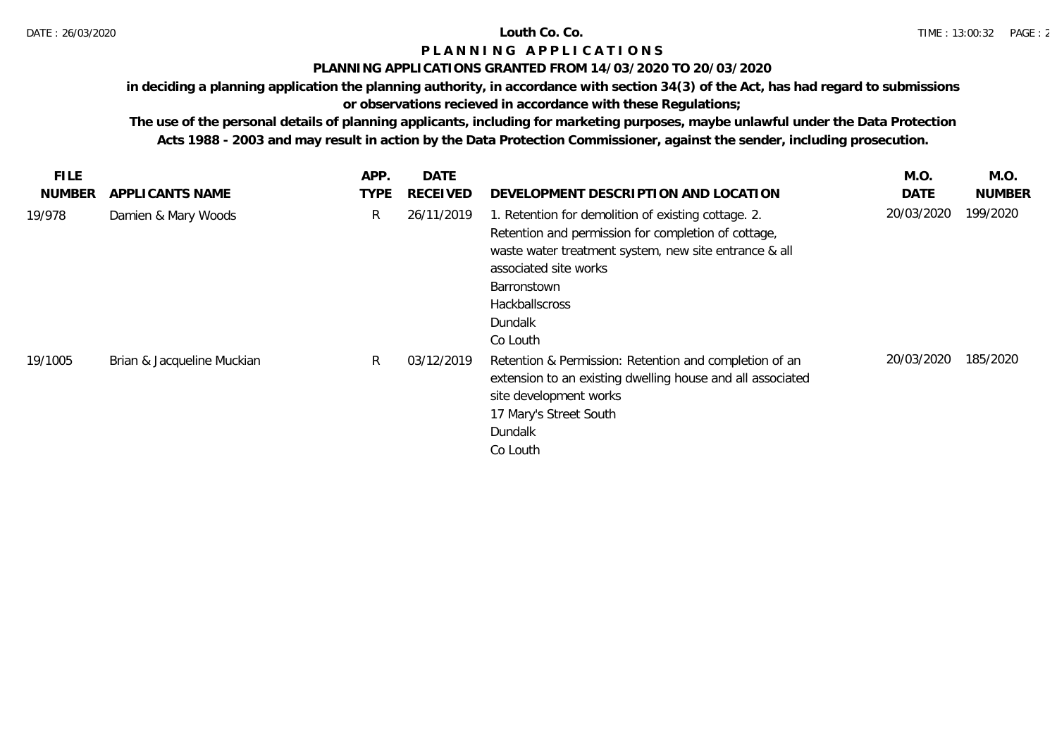**Louth Co. Co.**

**P L A N N I N G A P P L I C A T I O N S**

**PLANNING APPLICATIONS GRANTED FROM 14/03/2020 TO 20/03/2020**

**in deciding a planning application the planning authority, in accordance with section 34(3) of the Act, has had regard to submissions or observations recieved in accordance with these Regulations;**

**The use of the personal details of planning applicants, including for marketing purposes, maybe unlawful under the Data Protection Acts 1988 - 2003 and may result in action by the Data Protection Commissioner, against the sender, including prosecution.**

| FILE NUMBER | APPLICANTS NAME | APP. TYPE | DATE RECEIVED | DEVELOPMENT DESCRIPTION AND LOCATION | M.O. DATE | M.O. NUMBER |
|---|---|---|---|---|---|---|
| 19/978 | Damien & Mary Woods | R | 26/11/2019 | 1. Retention for demolition of existing cottage. 2. Retention and permission for completion of cottage, waste water treatment system, new site entrance & all associated site works<br>Barronstown<br>Hackballscross<br>Dundalk<br>Co Louth | 20/03/2020 | 199/2020 |
| 19/1005 | Brian & Jacqueline Muckian | R | 03/12/2019 | Retention & Permission: Retention and completion of an extension to an existing dwelling house and all associated site development works<br>17 Mary's Street South<br>Dundalk<br>Co Louth | 20/03/2020 | 185/2020 |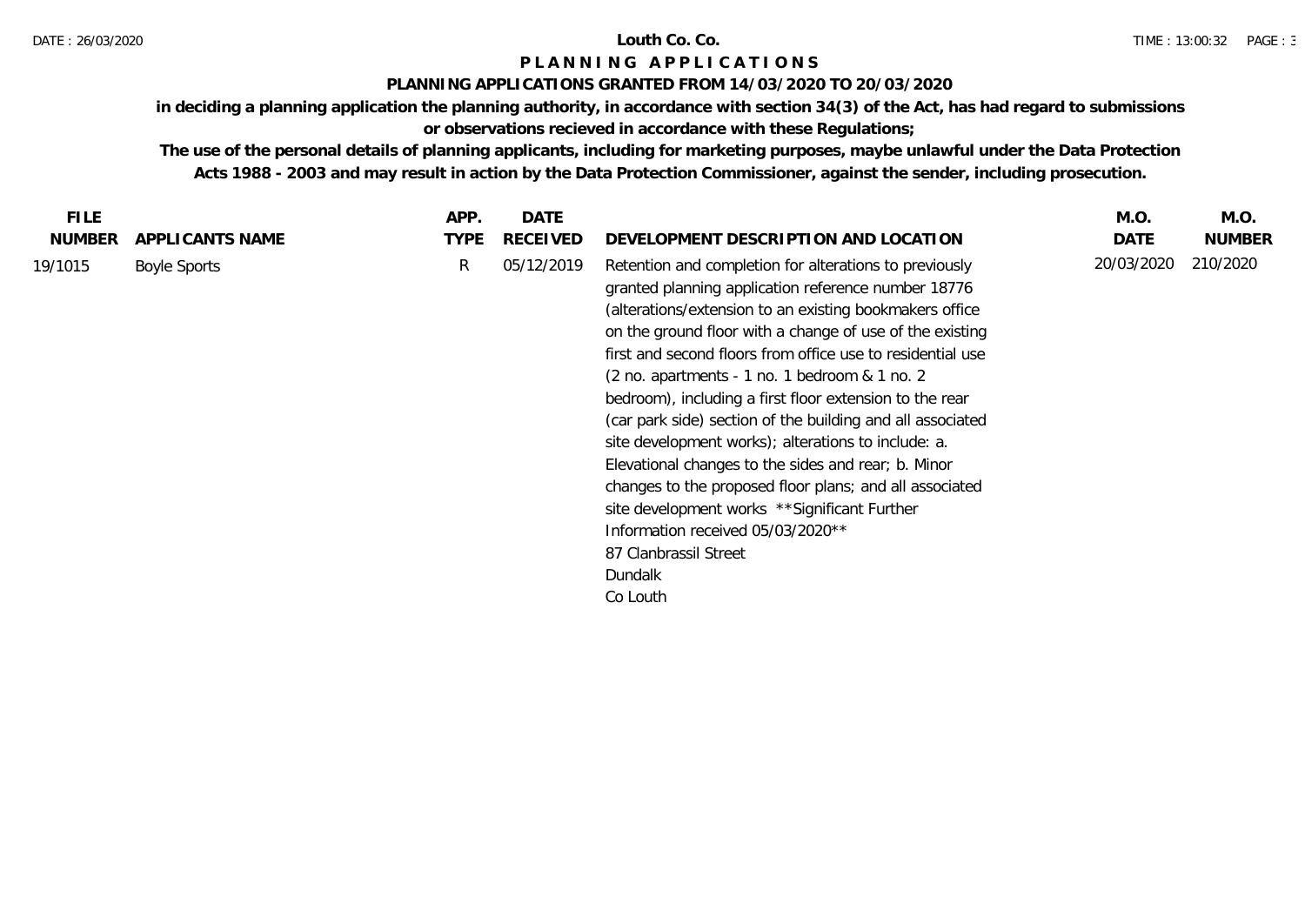**Louth Co. Co.**

**P L A N N I N G   A P P L I C A T I O N S**

**PLANNING APPLICATIONS GRANTED FROM 14/03/2020 TO 20/03/2020**

**in deciding a planning application the planning authority, in accordance with section 34(3) of the Act, has had regard to submissions or observations recieved in accordance with these Regulations;**

**The use of the personal details of planning applicants, including for marketing purposes, maybe unlawful under the Data Protection Acts 1988 - 2003 and may result in action by the Data Protection Commissioner, against the sender, including prosecution.**

| FILE NUMBER | APPLICANTS NAME | APP. TYPE | DATE RECEIVED | DEVELOPMENT DESCRIPTION AND LOCATION | M.O. DATE | M.O. NUMBER |
|---|---|---|---|---|---|---|
| 19/1015 | Boyle Sports | R | 05/12/2019 | Retention and completion for alterations to previously granted planning application reference number 18776 (alterations/extension to an existing bookmakers office on the ground floor with a change of use of the existing first and second floors from office use to residential use (2 no. apartments - 1 no. 1 bedroom & 1 no. 2 bedroom), including a first floor extension to the rear (car park side) section of the building and all associated site development works); alterations to include: a. Elevational changes to the sides and rear; b. Minor changes to the proposed floor plans; and all associated site development works **Significant Further Information received 05/03/2020** 87 Clanbrassil Street Dundalk Co Louth | 20/03/2020 | 210/2020 |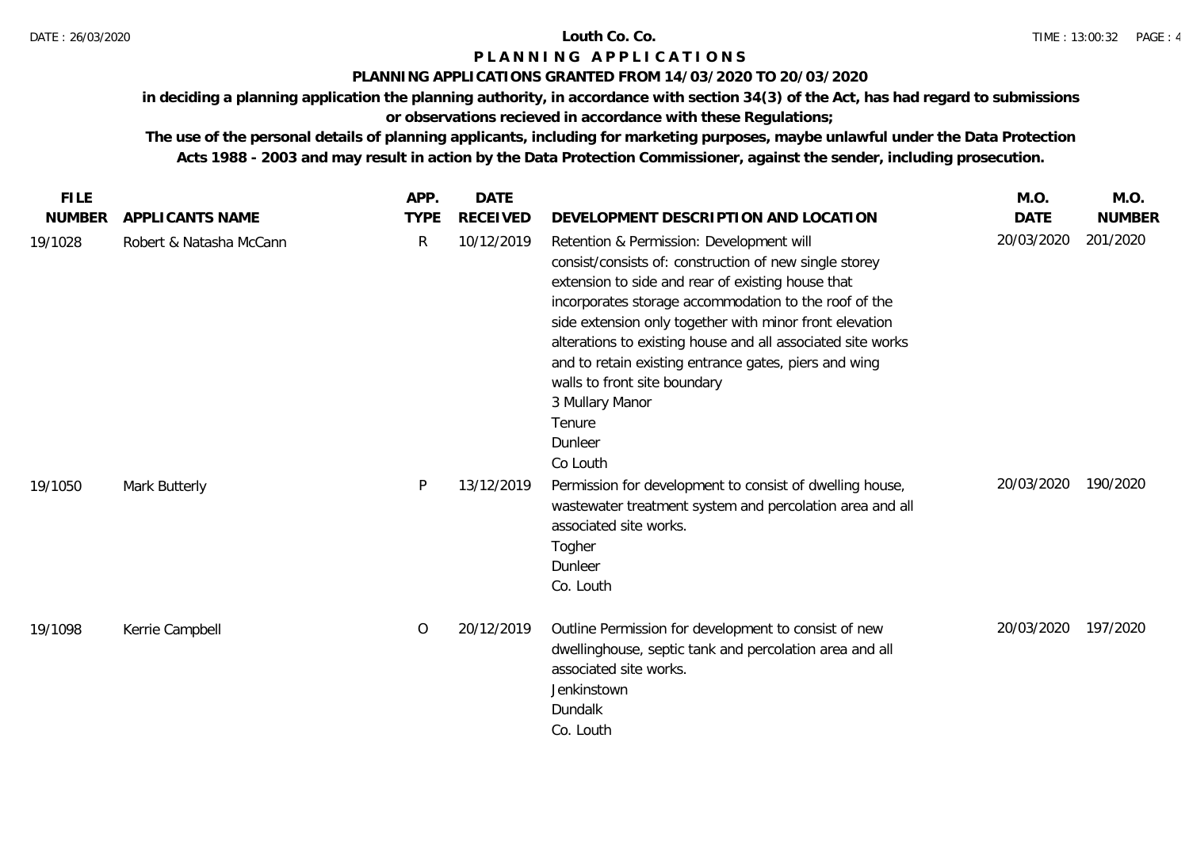# Louth Co. Co.

## P L A N N I N G   A P P L I C A T I O N S

### PLANNING APPLICATIONS GRANTED FROM 14/03/2020 TO 20/03/2020

**in deciding a planning application the planning authority, in accordance with section 34(3) of the Act, has had regard to submissions or observations recieved in accordance with these Regulations;**

**The use of the personal details of planning applicants, including for marketing purposes, maybe unlawful under the Data Protection Acts 1988 - 2003 and may result in action by the Data Protection Commissioner, against the sender, including prosecution.**

| FILE NUMBER | APPLICANTS NAME | APP. TYPE | DATE RECEIVED | DEVELOPMENT DESCRIPTION AND LOCATION | M.O. DATE | M.O. NUMBER |
|---|---|---|---|---|---|---|
| 19/1028 | Robert & Natasha McCann | R | 10/12/2019 | Retention & Permission: Development will consist/consists of: construction of new single storey extension to side and rear of existing house that incorporates storage accommodation to the roof of the side extension only together with minor front elevation alterations to existing house and all associated site works and to retain existing entrance gates, piers and wing walls to front site boundary<br>3 Mullary Manor<br>Tenure<br>Dunleer<br>Co Louth | 20/03/2020 | 201/2020 |
| 19/1050 | Mark Butterly | P | 13/12/2019 | Permission for development to consist of dwelling house, wastewater treatment system and percolation area and all associated site works.<br>Togher<br>Dunleer<br>Co. Louth | 20/03/2020 | 190/2020 |
| 19/1098 | Kerrie Campbell | O | 20/12/2019 | Outline Permission for development to consist of new dwellinghouse, septic tank and percolation area and all associated site works.<br>Jenkinstown<br>Dundalk<br>Co. Louth | 20/03/2020 | 197/2020 |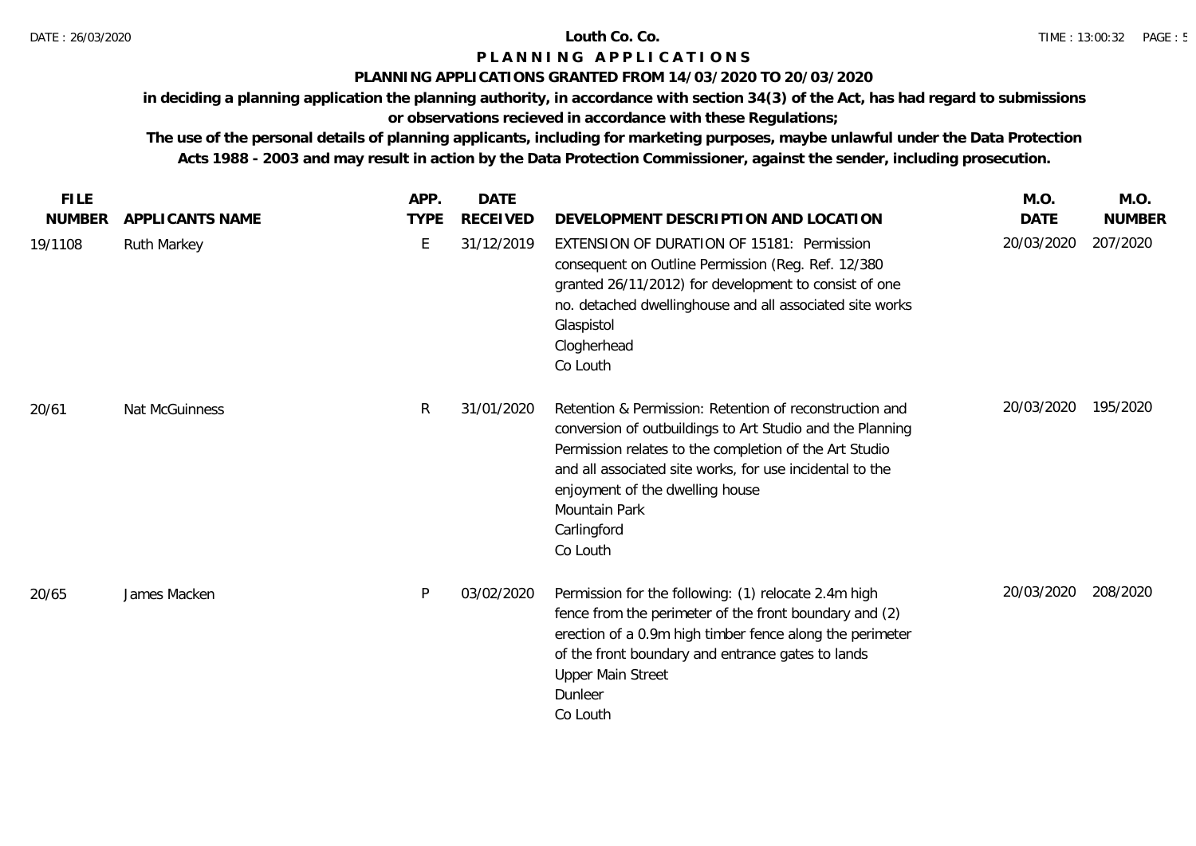**Louth Co. Co.**

# PLANNING APPLICATIONS

## PLANNING APPLICATIONS GRANTED FROM 14/03/2020 TO 20/03/2020

**in deciding a planning application the planning authority, in accordance with section 34(3) of the Act, has had regard to submissions or observations recieved in accordance with these Regulations;**

**The use of the personal details of planning applicants, including for marketing purposes, maybe unlawful under the Data Protection Acts 1988 - 2003 and may result in action by the Data Protection Commissioner, against the sender, including prosecution.**

| FILE NUMBER | APPLICANTS NAME | APP. TYPE | DATE RECEIVED | DEVELOPMENT DESCRIPTION AND LOCATION | M.O. DATE | M.O. NUMBER |
|---|---|---|---|---|---|---|
| 19/1108 | Ruth Markey | E | 31/12/2019 | EXTENSION OF DURATION OF 15181: Permission consequent on Outline Permission (Reg. Ref. 12/380 granted 26/11/2012) for development to consist of one no. detached dwellinghouse and all associated site works<br>Glaspistol<br>Clogherhead<br>Co Louth | 20/03/2020 | 207/2020 |
| 20/61 | Nat McGuinness | R | 31/01/2020 | Retention & Permission: Retention of reconstruction and conversion of outbuildings to Art Studio and the Planning Permission relates to the completion of the Art Studio and all associated site works, for use incidental to the enjoyment of the dwelling house<br>Mountain Park<br>Carlingford<br>Co Louth | 20/03/2020 | 195/2020 |
| 20/65 | James Macken | P | 03/02/2020 | Permission for the following: (1) relocate 2.4m high fence from the perimeter of the front boundary and (2) erection of a 0.9m high timber fence along the perimeter of the front boundary and entrance gates to lands<br>Upper Main Street<br>Dunleer<br>Co Louth | 20/03/2020 | 208/2020 |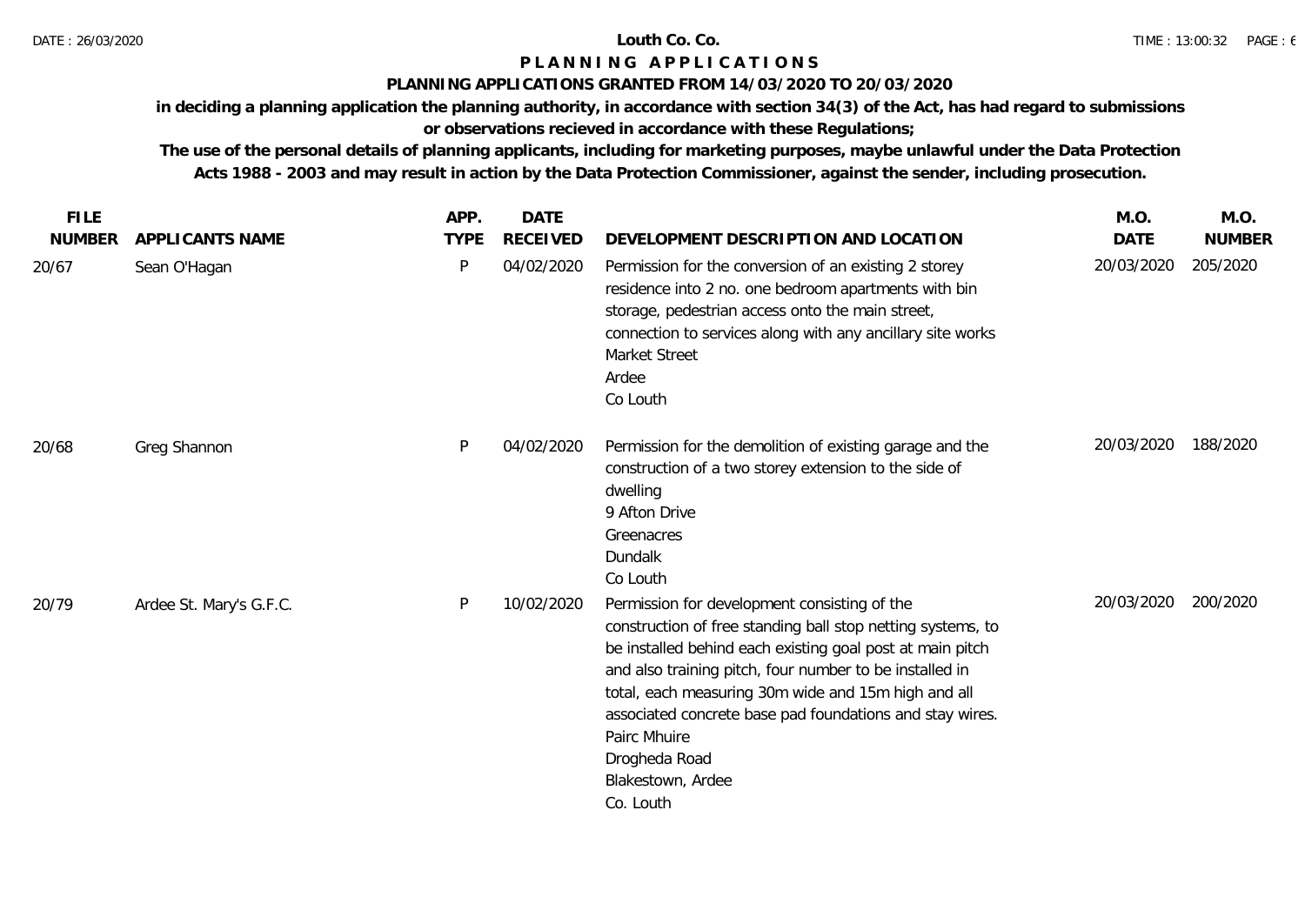**Louth Co. Co.**

# P L A N N I N G   A P P L I C A T I O N S

## PLANNING APPLICATIONS GRANTED FROM 14/03/2020 TO 20/03/2020

**in deciding a planning application the planning authority, in accordance with section 34(3) of the Act, has had regard to submissions or observations recieved in accordance with these Regulations;**

**The use of the personal details of planning applicants, including for marketing purposes, maybe unlawful under the Data Protection Acts 1988 - 2003 and may result in action by the Data Protection Commissioner, against the sender, including prosecution.**

| FILE NUMBER | APPLICANTS NAME | APP. TYPE | DATE RECEIVED | DEVELOPMENT DESCRIPTION AND LOCATION | M.O. DATE | M.O. NUMBER |
|---|---|---|---|---|---|---|
| 20/67 | Sean O'Hagan | P | 04/02/2020 | Permission for the conversion of an existing 2 storey residence into 2 no. one bedroom apartments with bin storage, pedestrian access onto the main street, connection to services along with any ancillary site works Market Street Ardee Co Louth | 20/03/2020 | 205/2020 |
| 20/68 | Greg Shannon | P | 04/02/2020 | Permission for the demolition of existing garage and the construction of a two storey extension to the side of dwelling 9 Afton Drive Greenacres Dundalk Co Louth | 20/03/2020 | 188/2020 |
| 20/79 | Ardee St. Mary's G.F.C. | P | 10/02/2020 | Permission for development consisting of the construction of free standing ball stop netting systems, to be installed behind each existing goal post at main pitch and also training pitch, four number to be installed in total, each measuring 30m wide and 15m high and all associated concrete base pad foundations and stay wires. Pairc Mhuire Drogheda Road Blakestown, Ardee Co. Louth | 20/03/2020 | 200/2020 |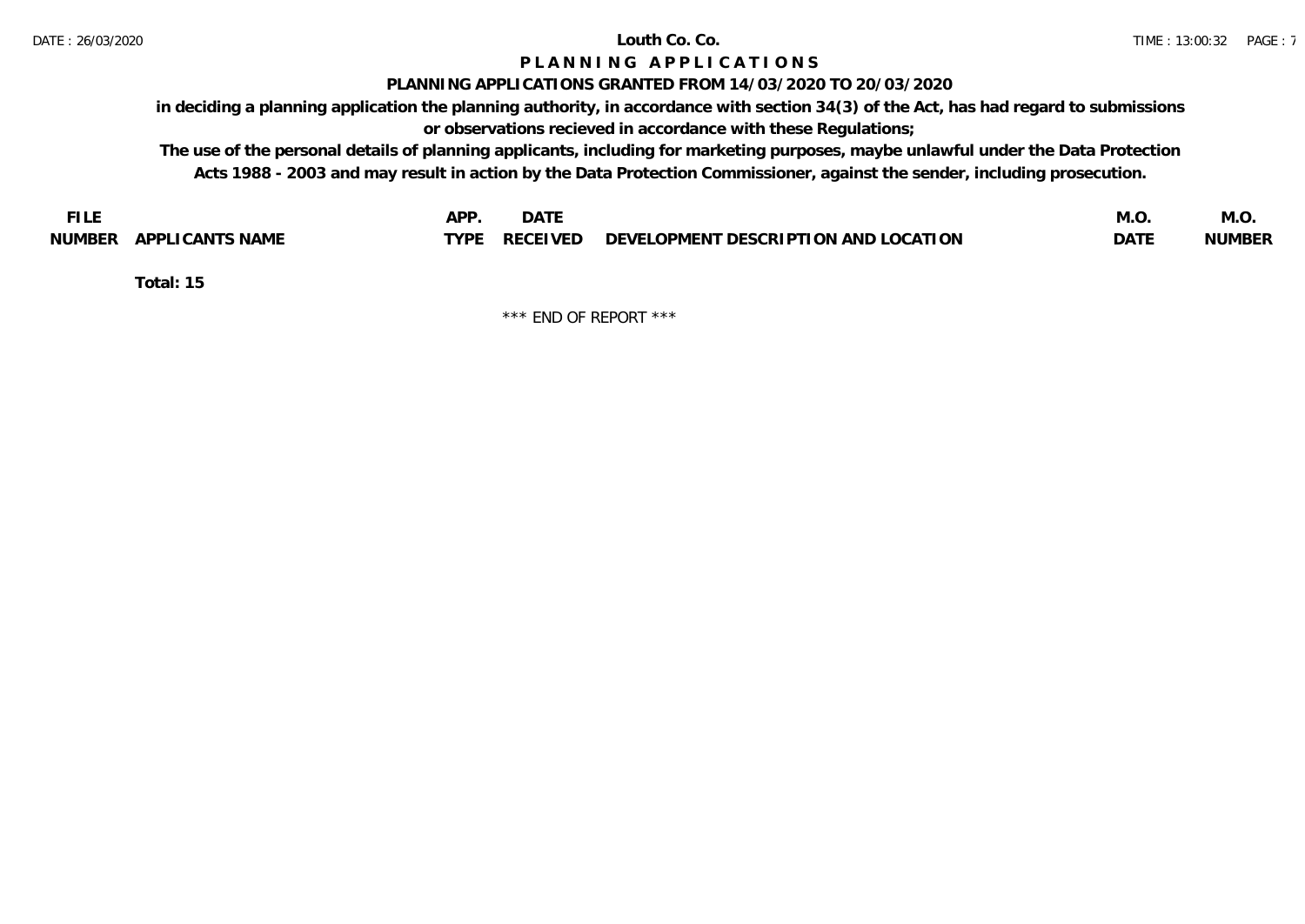# PLANNING APPLICATIONS

## PLANNING APPLICATIONS GRANTED FROM 14/03/2020 TO 20/03/2020

**in deciding a planning application the planning authority, in accordance with section 34(3) of the Act, has had regard to submissions or observations recieved in accordance with these Regulations;**

**The use of the personal details of planning applicants, including for marketing purposes, maybe unlawful under the Data Protection Acts 1988 - 2003 and may result in action by the Data Protection Commissioner, against the sender, including prosecution.**

| FILE NUMBER | APPLICANTS NAME | APP. TYPE | DATE RECEIVED | DEVELOPMENT DESCRIPTION AND LOCATION | M.O. DATE | M.O. NUMBER |
|---|---|---|---|---|---|---|

**Total: 15**

\*\*\* END OF REPORT \*\*\*